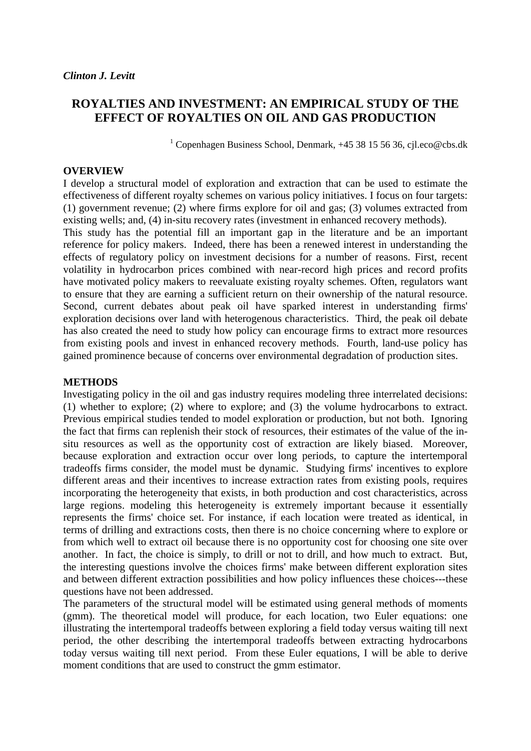*Clinton J. Levitt*

# ROYALTIES AND INVESTMENT: AN EMPIRICAL STUDY OF THE EFFECT OF ROYALTIES ON OIL AND GAS PRODUCTION

[1] Copenhagen Business School, Denmark, +45 38 15 56 36, cjl.eco@cbs.dk

## OVERVIEW

I develop a structural model of exploration and extraction that can be used to estimate the effectiveness of different royalty schemes on various policy initiatives. I focus on four targets: (1) government revenue; (2) where firms explore for oil and gas; (3) volumes extracted from existing wells; and, (4) in-situ recovery rates (investment in enhanced recovery methods).

This study has the potential fill an important gap in the literature and be an important reference for policy makers. Indeed, there has been a renewed interest in understanding the effects of regulatory policy on investment decisions for a number of reasons. First, recent volatility in hydrocarbon prices combined with near-record high prices and record profits have motivated policy makers to reevaluate existing royalty schemes. Often, regulators want to ensure that they are earning a sufficient return on their ownership of the natural resource. Second, current debates about peak oil have sparked interest in understanding firms' exploration decisions over land with heterogenous characteristics. Third, the peak oil debate has also created the need to study how policy can encourage firms to extract more resources from existing pools and invest in enhanced recovery methods. Fourth, land-use policy has gained prominence because of concerns over environmental degradation of production sites.

## METHODS

Investigating policy in the oil and gas industry requires modeling three interrelated decisions: (1) whether to explore; (2) where to explore; and (3) the volume hydrocarbons to extract. Previous empirical studies tended to model exploration or production, but not both. Ignoring the fact that firms can replenish their stock of resources, their estimates of the value of the in-situ resources as well as the opportunity cost of extraction are likely biased. Moreover, because exploration and extraction occur over long periods, to capture the intertemporal tradeoffs firms consider, the model must be dynamic. Studying firms' incentives to explore different areas and their incentives to increase extraction rates from existing pools, requires incorporating the heterogeneity that exists, in both production and cost characteristics, across large regions. modeling this heterogeneity is extremely important because it essentially represents the firms' choice set. For instance, if each location were treated as identical, in terms of drilling and extractions costs, then there is no choice concerning where to explore or from which well to extract oil because there is no opportunity cost for choosing one site over another. In fact, the choice is simply, to drill or not to drill, and how much to extract. But, the interesting questions involve the choices firms' make between different exploration sites and between different extraction possibilities and how policy influences these choices---these questions have not been addressed.

The parameters of the structural model will be estimated using general methods of moments (gmm). The theoretical model will produce, for each location, two Euler equations: one illustrating the intertemporal tradeoffs between exploring a field today versus waiting till next period, the other describing the intertemporal tradeoffs between extracting hydrocarbons today versus waiting till next period. From these Euler equations, I will be able to derive moment conditions that are used to construct the gmm estimator.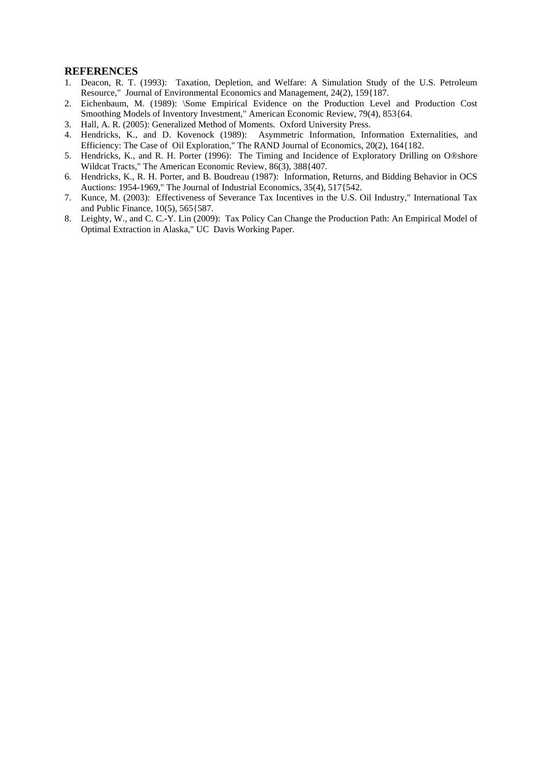## REFERENCES

1. Deacon, R. T. (1993): Taxation, Depletion, and Welfare: A Simulation Study of the U.S. Petroleum Resource," Journal of Environmental Economics and Management, 24(2), 159{187.
2. Eichenbaum, M. (1989): \Some Empirical Evidence on the Production Level and Production Cost Smoothing Models of Inventory Investment," American Economic Review, 79(4), 853{64.
3. Hall, A. R. (2005): Generalized Method of Moments. Oxford University Press.
4. Hendricks, K., and D. Kovenock (1989): Asymmetric Information, Information Externalities, and Efficiency: The Case of Oil Exploration," The RAND Journal of Economics, 20(2), 164{182.
5. Hendricks, K., and R. H. Porter (1996): The Timing and Incidence of Exploratory Drilling on O®shore Wildcat Tracts," The American Economic Review, 86(3), 388{407.
6. Hendricks, K., R. H. Porter, and B. Boudreau (1987): Information, Returns, and Bidding Behavior in OCS Auctions: 1954-1969," The Journal of Industrial Economics, 35(4), 517{542.
7. Kunce, M. (2003): Effectiveness of Severance Tax Incentives in the U.S. Oil Industry," International Tax and Public Finance, 10(5), 565{587.
8. Leighty, W., and C. C.-Y. Lin (2009): Tax Policy Can Change the Production Path: An Empirical Model of Optimal Extraction in Alaska," UC Davis Working Paper.